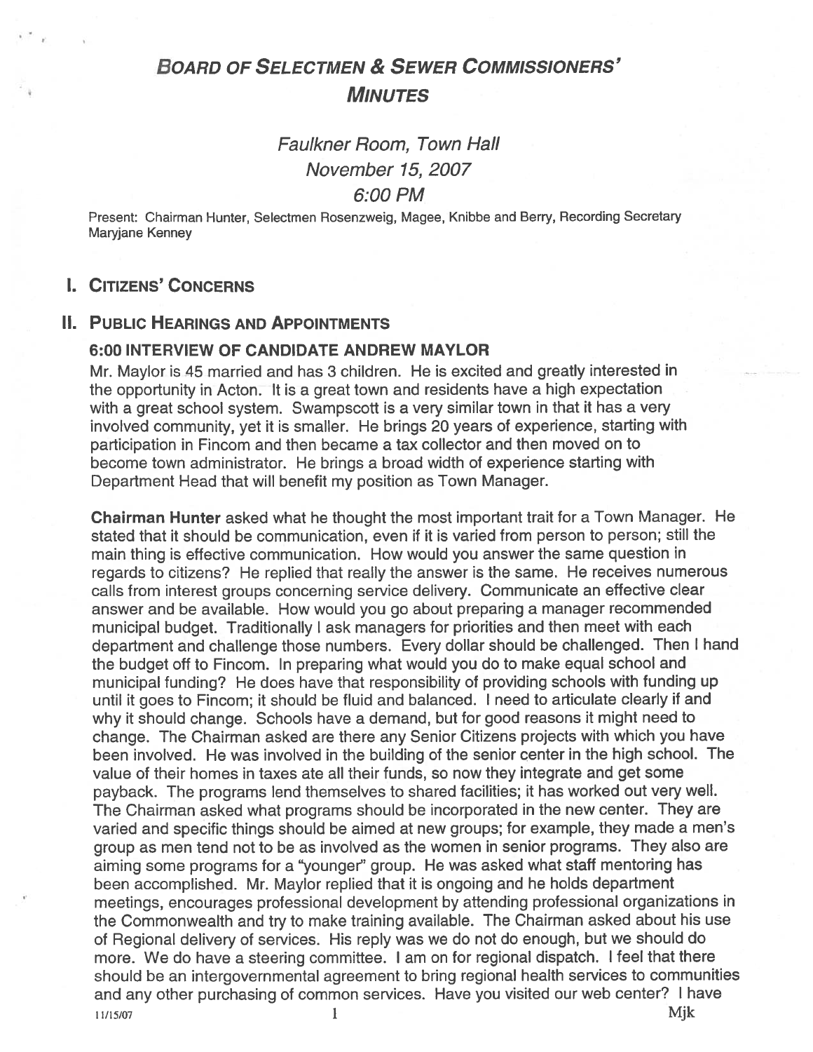# Board of Selectmen & Sewer Commissioners' Minutes

*Faulkner Room, Town Hall*
*November 15, 2007*
*6:00 PM*

Present: Chairman Hunter, Selectmen Rosenzweig, Magee, Knibbe and Berry, Recording Secretary Maryjane Kenney

## I. Citizens' Concerns

## II. Public Hearings and Appointments

### 6:00 INTERVIEW OF CANDIDATE ANDREW MAYLOR

Mr. Maylor is 45 married and has 3 children. He is excited and greatly interested in the opportunity in Acton. It is a great town and residents have a high expectation with a great school system. Swampscott is a very similar town in that it has a very involved community, yet it is smaller. He brings 20 years of experience, starting with participation in Fincom and then became a tax collector and then moved on to become town administrator. He brings a broad width of experience starting with Department Head that will benefit my position as Town Manager.

**Chairman Hunter** asked what he thought the most important trait for a Town Manager. He stated that it should be communication, even if it is varied from person to person; still the main thing is effective communication. How would you answer the same question in regards to citizens? He replied that really the answer is the same. He receives numerous calls from interest groups concerning service delivery. Communicate an effective clear answer and be available. How would you go about preparing a manager recommended municipal budget. Traditionally I ask managers for priorities and then meet with each department and challenge those numbers. Every dollar should be challenged. Then I hand the budget off to Fincom. In preparing what would you do to make equal school and municipal funding? He does have that responsibility of providing schools with funding up until it goes to Fincom; it should be fluid and balanced. I need to articulate clearly if and why it should change. Schools have a demand, but for good reasons it might need to change. The Chairman asked are there any Senior Citizens projects with which you have been involved. He was involved in the building of the senior center in the high school. The value of their homes in taxes ate all their funds, so now they integrate and get some payback. The programs lend themselves to shared facilities; it has worked out very well. The Chairman asked what programs should be incorporated in the new center. They are varied and specific things should be aimed at new groups; for example, they made a men's group as men tend not to be as involved as the women in senior programs. They also are aiming some programs for a "younger" group. He was asked what staff mentoring has been accomplished. Mr. Maylor replied that it is ongoing and he holds department meetings, encourages professional development by attending professional organizations in the Commonwealth and try to make training available. The Chairman asked about his use of Regional delivery of services. His reply was we do not do enough, but we should do more. We do have a steering committee. I am on for regional dispatch. I feel that there should be an intergovernmental agreement to bring regional health services to communities and any other purchasing of common services. Have you visited our web center? I have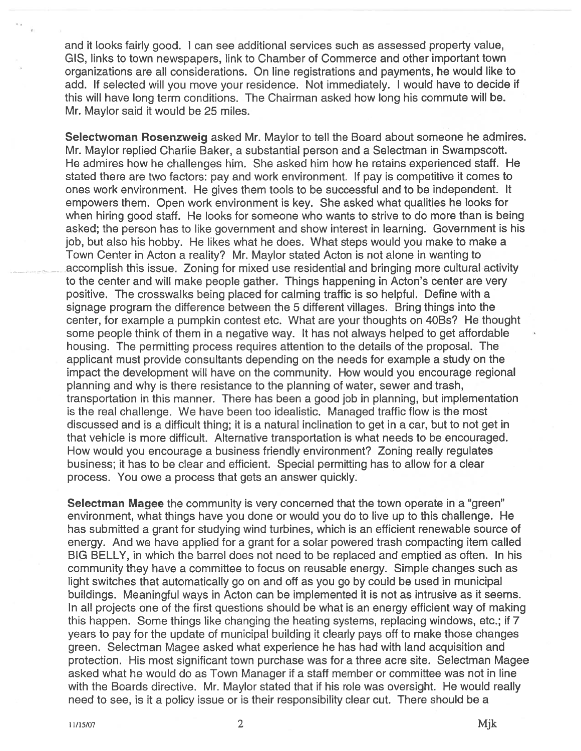and it looks fairly good. I can see additional services such as assessed property value, GIS, links to town newspapers, link to Chamber of Commerce and other important town organizations are all considerations. On line registrations and payments, he would like to add. If selected will you move your residence. Not immediately. I would have to decide if this will have long term conditions. The Chairman asked how long his commute will be. Mr. Maylor said it would be 25 miles.

**Selectwoman Rosenzweig** asked Mr. Maylor to tell the Board about someone he admires. Mr. Maylor replied Charlie Baker, a substantial person and a Selectman in Swampscott. He admires how he challenges him. She asked him how he retains experienced staff. He stated there are two factors: pay and work environment. If pay is competitive it comes to ones work environment. He gives them tools to be successful and to be independent. It empowers them. Open work environment is key. She asked what qualities he looks for when hiring good staff. He looks for someone who wants to strive to do more than is being asked; the person has to like government and show interest in learning. Government is his job, but also his hobby. He likes what he does. What steps would you make to make a Town Center in Acton a reality? Mr. Maylor stated Acton is not alone in wanting to accomplish this issue. Zoning for mixed use residential and bringing more cultural activity to the center and will make people gather. Things happening in Acton's center are very positive. The crosswalks being placed for calming traffic is so helpful. Define with a signage program the difference between the 5 different villages. Bring things into the center, for example a pumpkin contest etc. What are your thoughts on 40Bs? He thought some people think of them in a negative way. It has not always helped to get affordable housing. The permitting process requires attention to the details of the proposal. The applicant must provide consultants depending on the needs for example a study on the impact the development will have on the community. How would you encourage regional planning and why is there resistance to the planning of water, sewer and trash, transportation in this manner. There has been a good job in planning, but implementation is the real challenge. We have been too idealistic. Managed traffic flow is the most discussed and is a difficult thing; it is a natural inclination to get in a car, but to not get in that vehicle is more difficult. Alternative transportation is what needs to be encouraged. How would you encourage a business friendly environment? Zoning really regulates business; it has to be clear and efficient. Special permitting has to allow for a clear process. You owe a process that gets an answer quickly.

**Selectman Magee** the community is very concerned that the town operate in a "green" environment, what things have you done or would you do to live up to this challenge. He has submitted a grant for studying wind turbines, which is an efficient renewable source of energy. And we have applied for a grant for a solar powered trash compacting item called BIG BELLY, in which the barrel does not need to be replaced and emptied as often. In his community they have a committee to focus on reusable energy. Simple changes such as light switches that automatically go on and off as you go by could be used in municipal buildings. Meaningful ways in Acton can be implemented it is not as intrusive as it seems. In all projects one of the first questions should be what is an energy efficient way of making this happen. Some things like changing the heating systems, replacing windows, etc.; if 7 years to pay for the update of municipal building it clearly pays off to make those changes green. Selectman Magee asked what experience he has had with land acquisition and protection. His most significant town purchase was for a three acre site. Selectman Magee asked what he would do as Town Manager if a staff member or committee was not in line with the Boards directive. Mr. Maylor stated that if his role was oversight. He would really need to see, is it a policy issue or is their responsibility clear cut. There should be a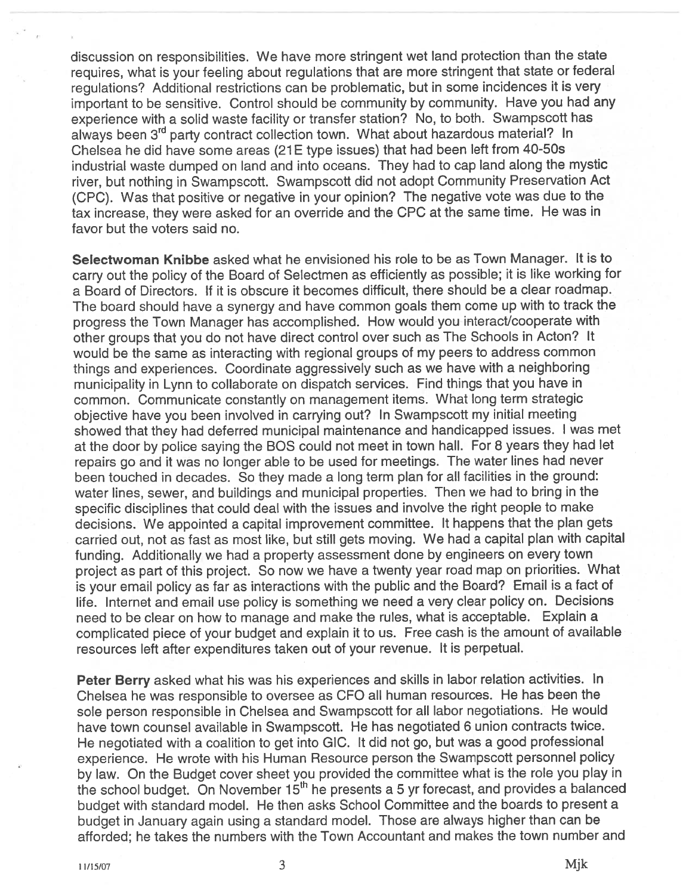discussion on responsibilities. We have more stringent wet land protection than the state requires, what is your feeling about regulations that are more stringent that state or federal regulations? Additional restrictions can be problematic, but in some incidences it is very important to be sensitive. Control should be community by community. Have you had any experience with a solid waste facility or transfer station? No, to both. Swampscott has always been 3rd party contract collection town. What about hazardous material? In Chelsea he did have some areas (21E type issues) that had been left from 40-50s industrial waste dumped on land and into oceans. They had to cap land along the mystic river, but nothing in Swampscott. Swampscott did not adopt Community Preservation Act (CPC). Was that positive or negative in your opinion? The negative vote was due to the tax increase, they were asked for an override and the CPC at the same time. He was in favor but the voters said no.

**Selectwoman Knibbe** asked what he envisioned his role to be as Town Manager. It is to carry out the policy of the Board of Selectmen as efficiently as possible; it is like working for a Board of Directors. If it is obscure it becomes difficult, there should be a clear roadmap. The board should have a synergy and have common goals them come up with to track the progress the Town Manager has accomplished. How would you interact/cooperate with other groups that you do not have direct control over such as The Schools in Acton? It would be the same as interacting with regional groups of my peers to address common things and experiences. Coordinate aggressively such as we have with a neighboring municipality in Lynn to collaborate on dispatch services. Find things that you have in common. Communicate constantly on management items. What long term strategic objective have you been involved in carrying out? In Swampscott my initial meeting showed that they had deferred municipal maintenance and handicapped issues. I was met at the door by police saying the BOS could not meet in town hall. For 8 years they had let repairs go and it was no longer able to be used for meetings. The water lines had never been touched in decades. So they made a long term plan for all facilities in the ground: water lines, sewer, and buildings and municipal properties. Then we had to bring in the specific disciplines that could deal with the issues and involve the right people to make decisions. We appointed a capital improvement committee. It happens that the plan gets carried out, not as fast as most like, but still gets moving. We had a capital plan with capital funding. Additionally we had a property assessment done by engineers on every town project as part of this project. So now we have a twenty year road map on priorities. What is your email policy as far as interactions with the public and the Board? Email is a fact of life. Internet and email use policy is something we need a very clear policy on. Decisions need to be clear on how to manage and make the rules, what is acceptable. Explain a complicated piece of your budget and explain it to us. Free cash is the amount of available resources left after expenditures taken out of your revenue. It is perpetual.

**Peter Berry** asked what his was his experiences and skills in labor relation activities. In Chelsea he was responsible to oversee as CFO all human resources. He has been the sole person responsible in Chelsea and Swampscott for all labor negotiations. He would have town counsel available in Swampscott. He has negotiated 6 union contracts twice. He negotiated with a coalition to get into GIC. It did not go, but was a good professional experience. He wrote with his Human Resource person the Swampscott personnel policy by law. On the Budget cover sheet you provided the committee what is the role you play in the school budget. On November 15th he presents a 5 yr forecast, and provides a balanced budget with standard model. He then asks School Committee and the boards to present a budget in January again using a standard model. Those are always higher than can be afforded; he takes the numbers with the Town Accountant and makes the town number and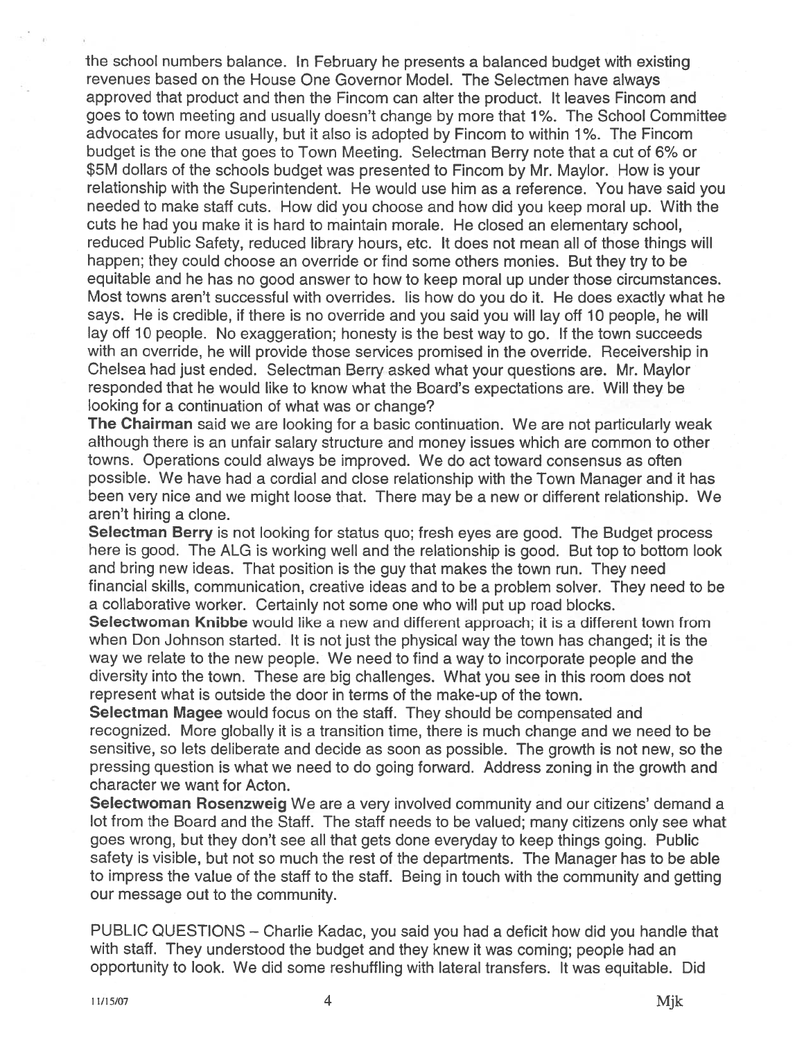the school numbers balance. In February he presents a balanced budget with existing revenues based on the House One Governor Model. The Selectmen have always approved that product and then the Fincom can alter the product. It leaves Fincom and goes to town meeting and usually doesn't change by more that 1%. The School Committee advocates for more usually, but it also is adopted by Fincom to within 1%. The Fincom budget is the one that goes to Town Meeting. Selectman Berry note that a cut of 6% or $5M dollars of the schools budget was presented to Fincom by Mr. Maylor. How is your relationship with the Superintendent. He would use him as a reference. You have said you needed to make staff cuts. How did you choose and how did you keep moral up. With the cuts he had you make it is hard to maintain morale. He closed an elementary school, reduced Public Safety, reduced library hours, etc. It does not mean all of those things will happen; they could choose an override or find some others monies. But they try to be equitable and he has no good answer to how to keep moral up under those circumstances. Most towns aren't successful with overrides. Iis how do you do it. He does exactly what he says. He is credible, if there is no override and you said you will lay off 10 people, he will lay off 10 people. No exaggeration; honesty is the best way to go. If the town succeeds with an override, he will provide those services promised in the override. Receivership in Chelsea had just ended. Selectman Berry asked what your questions are. Mr. Maylor responded that he would like to know what the Board's expectations are. Will they be looking for a continuation of what was or change?

**The Chairman** said we are looking for a basic continuation. We are not particularly weak although there is an unfair salary structure and money issues which are common to other towns. Operations could always be improved. We do act toward consensus as often possible. We have had a cordial and close relationship with the Town Manager and it has been very nice and we might loose that. There may be a new or different relationship. We aren't hiring a clone.

**Selectman Berry** is not looking for status quo; fresh eyes are good. The Budget process here is good. The ALG is working well and the relationship is good. But top to bottom look and bring new ideas. That position is the guy that makes the town run. They need financial skills, communication, creative ideas and to be a problem solver. They need to be a collaborative worker. Certainly not some one who will put up road blocks.

**Selectwoman Knibbe** would like a new and different approach; it is a different town from when Don Johnson started. It is not just the physical way the town has changed; it is the way we relate to the new people. We need to find a way to incorporate people and the diversity into the town. These are big challenges. What you see in this room does not represent what is outside the door in terms of the make-up of the town.

**Selectman Magee** would focus on the staff. They should be compensated and recognized. More globally it is a transition time, there is much change and we need to be sensitive, so lets deliberate and decide as soon as possible. The growth is not new, so the pressing question is what we need to do going forward. Address zoning in the growth and character we want for Acton.

**Selectwoman Rosenzweig** We are a very involved community and our citizens' demand a lot from the Board and the Staff. The staff needs to be valued; many citizens only see what goes wrong, but they don't see all that gets done everyday to keep things going. Public safety is visible, but not so much the rest of the departments. The Manager has to be able to impress the value of the staff to the staff. Being in touch with the community and getting our message out to the community.

PUBLIC QUESTIONS – Charlie Kadac, you said you had a deficit how did you handle that with staff. They understood the budget and they knew it was coming; people had an opportunity to look. We did some reshuffling with lateral transfers. It was equitable. Did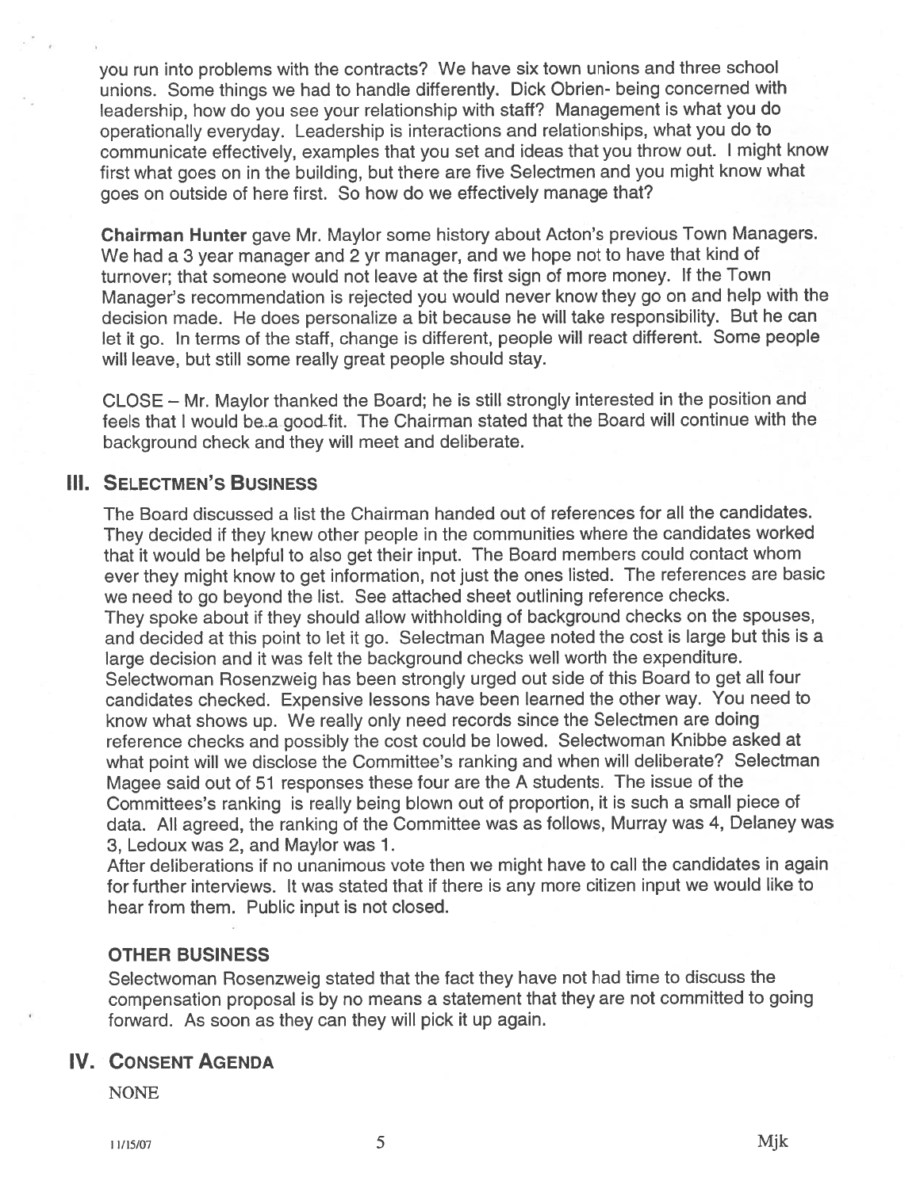you run into problems with the contracts? We have six town unions and three school unions. Some things we had to handle differently. Dick Obrien- being concerned with leadership, how do you see your relationship with staff? Management is what you do operationally everyday. Leadership is interactions and relationships, what you do to communicate effectively, examples that you set and ideas that you throw out. I might know first what goes on in the building, but there are five Selectmen and you might know what goes on outside of here first. So how do we effectively manage that?

**Chairman Hunter** gave Mr. Maylor some history about Acton's previous Town Managers. We had a 3 year manager and 2 yr manager, and we hope not to have that kind of turnover; that someone would not leave at the first sign of more money. If the Town Manager's recommendation is rejected you would never know they go on and help with the decision made. He does personalize a bit because he will take responsibility. But he can let it go. In terms of the staff, change is different, people will react different. Some people will leave, but still some really great people should stay.

CLOSE – Mr. Maylor thanked the Board; he is still strongly interested in the position and feels that I would be a good fit. The Chairman stated that the Board will continue with the background check and they will meet and deliberate.

## III. Selectmen's Business

The Board discussed a list the Chairman handed out of references for all the candidates. They decided if they knew other people in the communities where the candidates worked that it would be helpful to also get their input. The Board members could contact whom ever they might know to get information, not just the ones listed. The references are basic we need to go beyond the list. See attached sheet outlining reference checks.
They spoke about if they should allow withholding of background checks on the spouses, and decided at this point to let it go. Selectman Magee noted the cost is large but this is a large decision and it was felt the background checks well worth the expenditure. Selectwoman Rosenzweig has been strongly urged out side of this Board to get all four candidates checked. Expensive lessons have been learned the other way. You need to know what shows up. We really only need records since the Selectmen are doing reference checks and possibly the cost could be lowed. Selectwoman Knibbe asked at what point will we disclose the Committee's ranking and when will deliberate? Selectman Magee said out of 51 responses these four are the A students. The issue of the Committees's ranking is really being blown out of proportion, it is such a small piece of data. All agreed, the ranking of the Committee was as follows, Murray was 4, Delaney was 3, Ledoux was 2, and Maylor was 1.
After deliberations if no unanimous vote then we might have to call the candidates in again for further interviews. It was stated that if there is any more citizen input we would like to hear from them. Public input is not closed.

### OTHER BUSINESS

Selectwoman Rosenzweig stated that the fact they have not had time to discuss the compensation proposal is by no means a statement that they are not committed to going forward. As soon as they can they will pick it up again.

## IV. Consent Agenda

NONE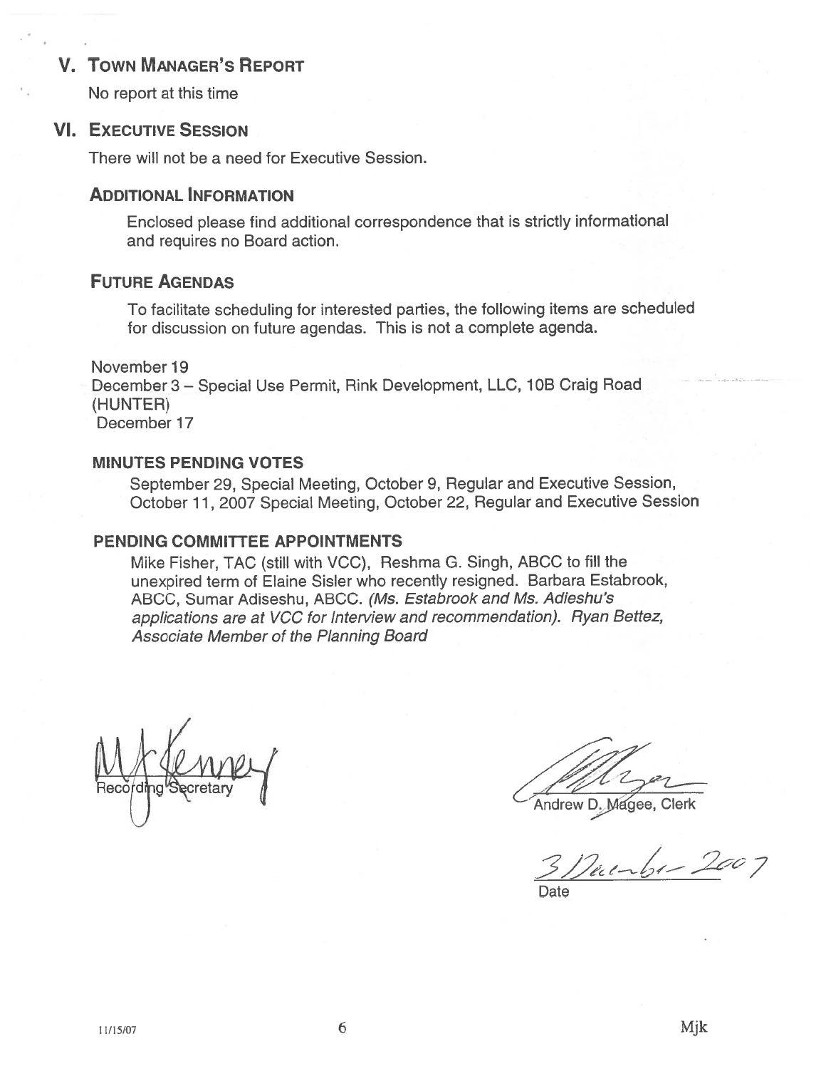## V. Town Manager's Report

No report at this time

## VI. Executive Session

There will not be a need for Executive Session.

### Additional Information

Enclosed please find additional correspondence that is strictly informational and requires no Board action.

### Future Agendas

To facilitate scheduling for interested parties, the following items are scheduled for discussion on future agendas. This is not a complete agenda.

November 19
December 3 – Special Use Permit, Rink Development, LLC, 10B Craig Road (HUNTER)
December 17

### MINUTES PENDING VOTES

September 29, Special Meeting, October 9, Regular and Executive Session, October 11, 2007 Special Meeting, October 22, Regular and Executive Session

### PENDING COMMITTEE APPOINTMENTS

Mike Fisher, TAC (still with VCC), Reshma G. Singh, ABCC to fill the unexpired term of Elaine Sisler who recently resigned. Barbara Estabrook, ABCC, Sumar Adiseshu, ABCC. *(Ms. Estabrook and Ms. Adieshu's applications are at VCC for Interview and recommendation). Ryan Bettez, Associate Member of the Planning Board*

M Kenney
Recording Secretary

Andrew D. Magee, Clerk

3 December 2007
Date

11/15/07 Mjk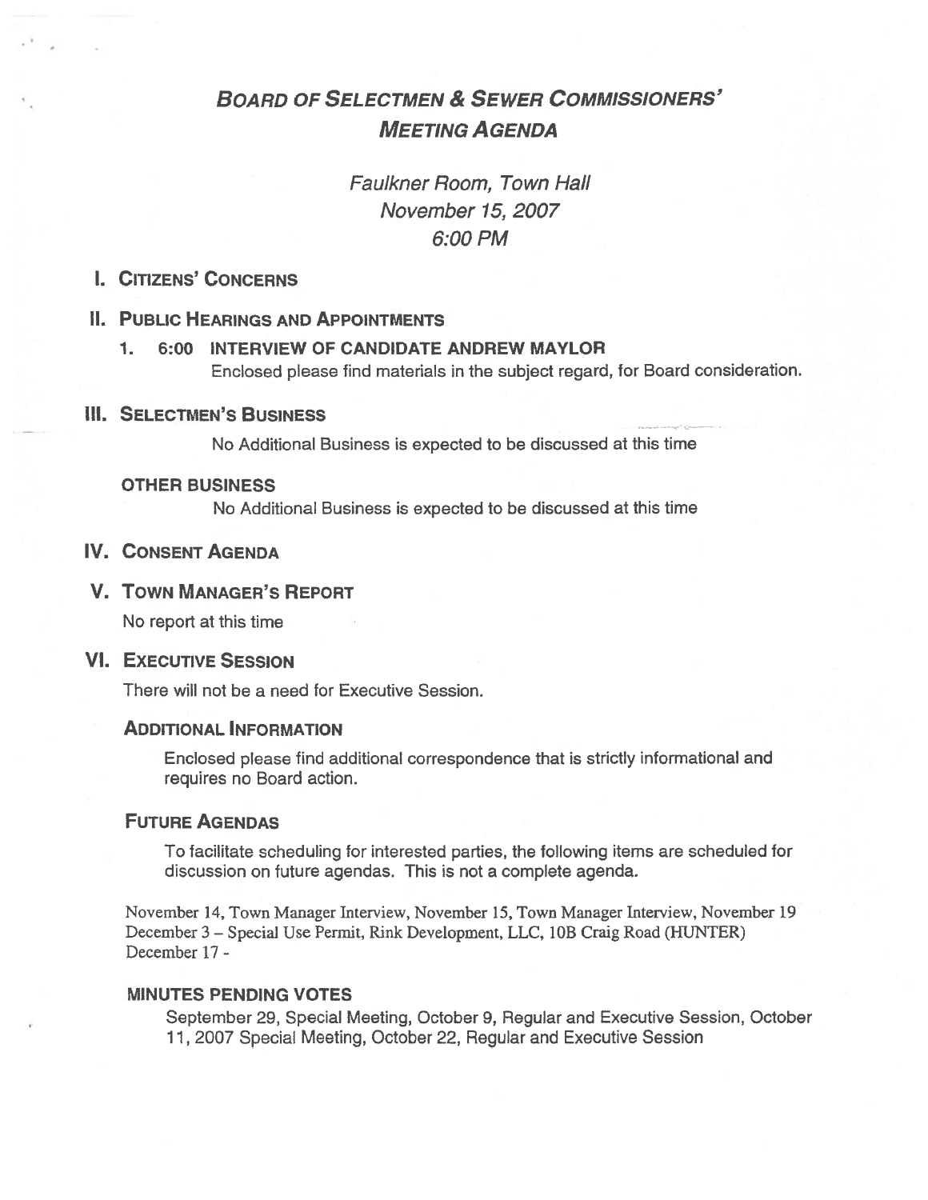# Board of Selectmen & Sewer Commissioners' Meeting Agenda

*Faulkner Room, Town Hall*
*November 15, 2007*
*6:00 PM*

## I. Citizens' Concerns

## II. Public Hearings and Appointments

1. **6:00 INTERVIEW OF CANDIDATE ANDREW MAYLOR**
   Enclosed please find materials in the subject regard, for Board consideration.

## III. Selectmen's Business

No Additional Business is expected to be discussed at this time

### Other Business

No Additional Business is expected to be discussed at this time

## IV. Consent Agenda

## V. Town Manager's Report

No report at this time

## VI. Executive Session

There will not be a need for Executive Session.

### Additional Information

Enclosed please find additional correspondence that is strictly informational and requires no Board action.

### Future Agendas

To facilitate scheduling for interested parties, the following items are scheduled for discussion on future agendas. This is not a complete agenda.

November 14, Town Manager Interview, November 15, Town Manager Interview, November 19
December 3 – Special Use Permit, Rink Development, LLC, 10B Craig Road (HUNTER)
December 17 -

### Minutes Pending Votes

September 29, Special Meeting, October 9, Regular and Executive Session, October 11, 2007 Special Meeting, October 22, Regular and Executive Session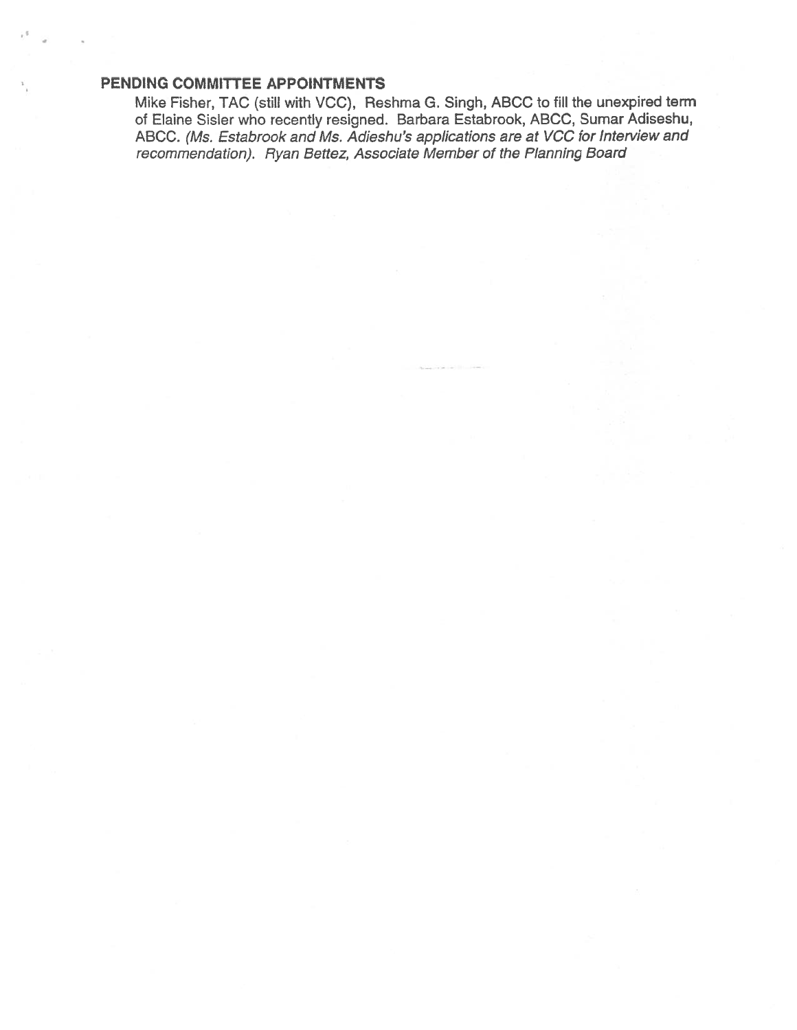## PENDING COMMITTEE APPOINTMENTS

Mike Fisher, TAC (still with VCC), Reshma G. Singh, ABCC to fill the unexpired term of Elaine Sisler who recently resigned. Barbara Estabrook, ABCC, Sumar Adiseshu, ABCC. *(Ms. Estabrook and Ms. Adieshu's applications are at VCC for Interview and recommendation). Ryan Bettez, Associate Member of the Planning Board*